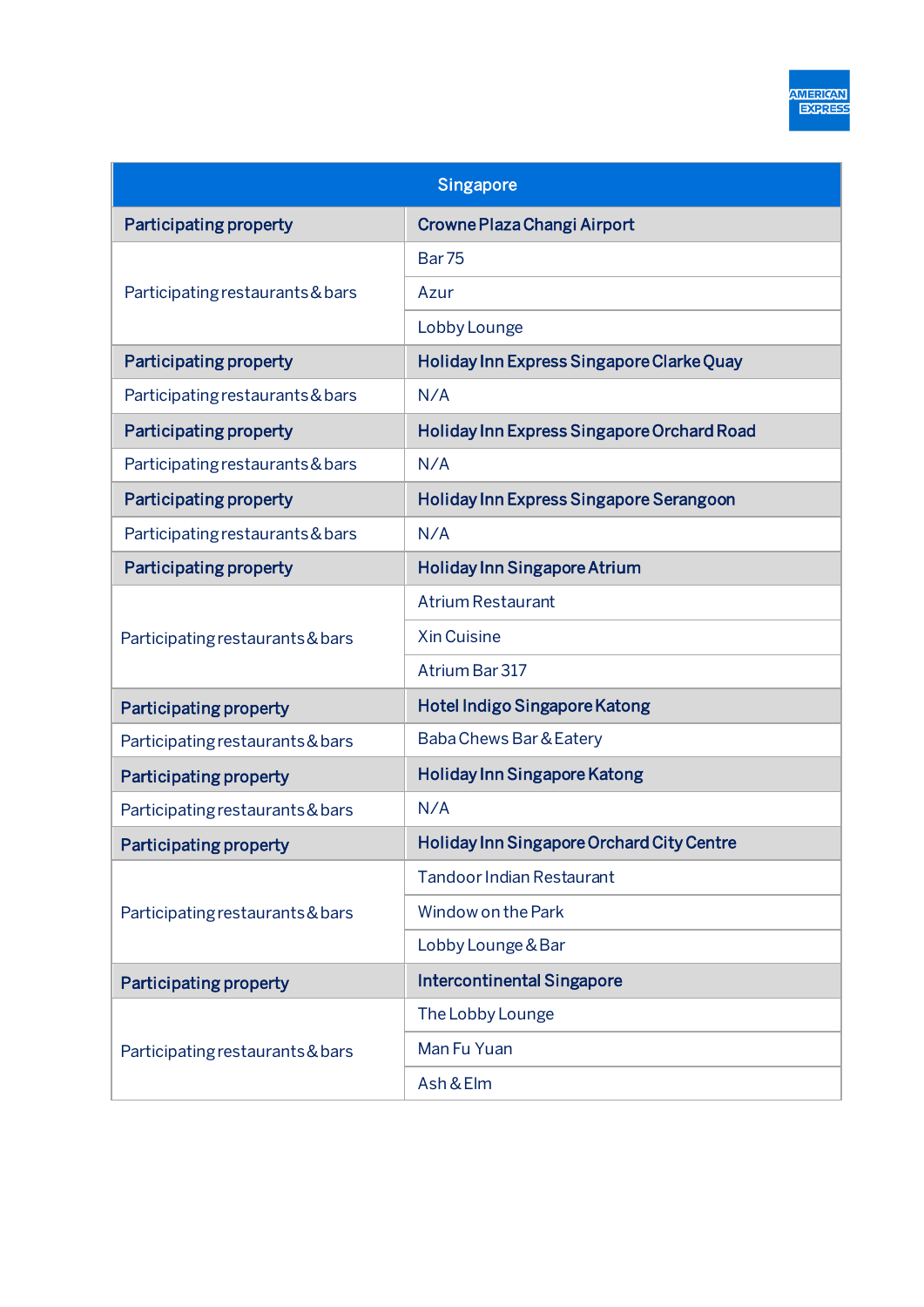| Singapore | |
|---|---|
| **Participating property** | **Crowne Plaza Changi Airport** |
| Participating restaurants & bars | Bar 75 |
| | Azur |
| | Lobby Lounge |
| **Participating property** | **Holiday Inn Express Singapore Clarke Quay** |
| Participating restaurants & bars | N/A |
| **Participating property** | **Holiday Inn Express Singapore Orchard Road** |
| Participating restaurants & bars | N/A |
| **Participating property** | **Holiday Inn Express Singapore Serangoon** |
| Participating restaurants & bars | N/A |
| **Participating property** | **Holiday Inn Singapore Atrium** |
| Participating restaurants & bars | Atrium Restaurant |
| | Xin Cuisine |
| | Atrium Bar 317 |
| **Participating property** | **Hotel Indigo Singapore Katong** |
| Participating restaurants & bars | Baba Chews Bar & Eatery |
| **Participating property** | **Holiday Inn Singapore Katong** |
| Participating restaurants & bars | N/A |
| **Participating property** | **Holiday Inn Singapore Orchard City Centre** |
| Participating restaurants & bars | Tandoor Indian Restaurant |
| | Window on the Park |
| | Lobby Lounge & Bar |
| **Participating property** | **Intercontinental Singapore** |
| Participating restaurants & bars | The Lobby Lounge |
| | Man Fu Yuan |
| | Ash & Elm |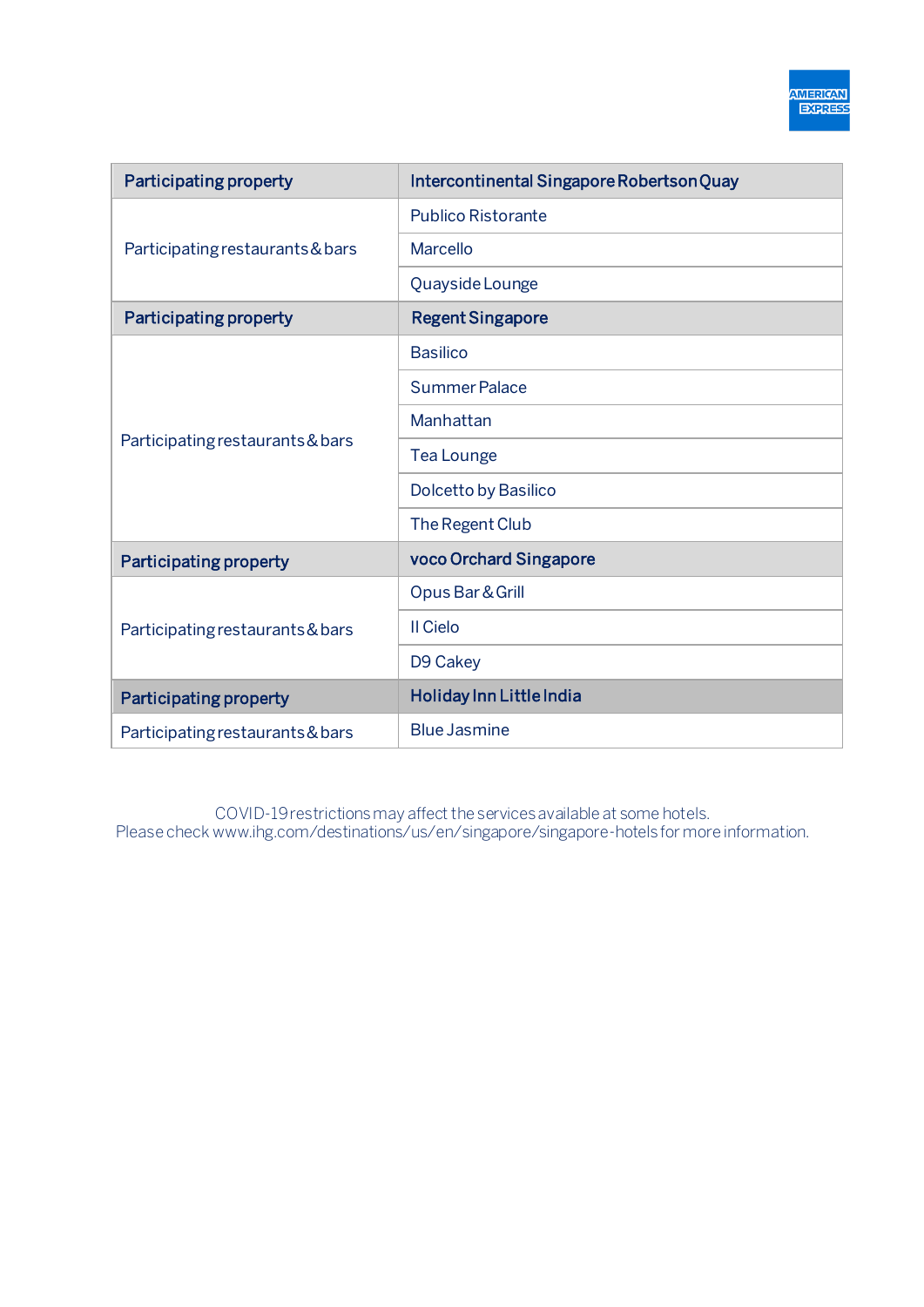| Participating property | Intercontinental Singapore Robertson Quay |
|---|---|
| Participating restaurants & bars | Publico Ristorante |
| | Marcello |
| | Quayside Lounge |
| **Participating property** | **Regent Singapore** |
| Participating restaurants & bars | Basilico |
| | Summer Palace |
| | Manhattan |
| | Tea Lounge |
| | Dolcetto by Basilico |
| | The Regent Club |
| **Participating property** | **voco Orchard Singapore** |
| Participating restaurants & bars | Opus Bar & Grill |
| | Il Cielo |
| | D9 Cakey |
| **Participating property** | **Holiday Inn Little India** |
| Participating restaurants & bars | Blue Jasmine |

COVID-19 restrictions may affect the services available at some hotels.
Please check www.ihg.com/destinations/us/en/singapore/singapore-hotels for more information.